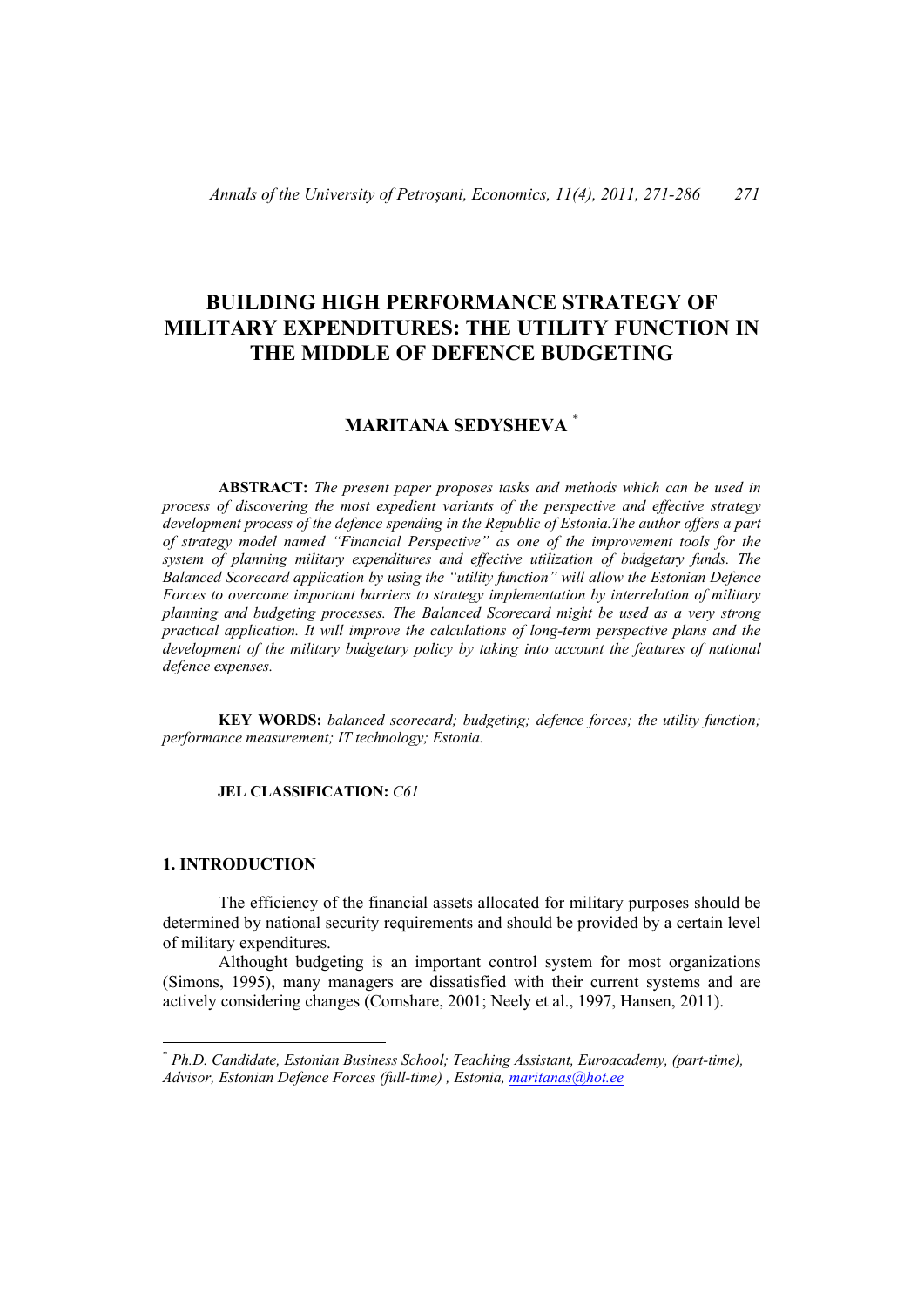# BUILDING HIGH PERFORMANCE STRATEGY OF MILITARY EXPENDITURES: THE UTILITY FUNCTION IN THE MIDDLE OF DEFENCE BUDGETING

## MARITANA SEDYSHEVA [*]

**ABSTRACT:** *The present paper proposes tasks and methods which can be used in process of discovering the most expedient variants of the perspective and effective strategy development process of the defence spending in the Republic of Estonia.The author offers a part of strategy model named "Financial Perspective" as one of the improvement tools for the system of planning military expenditures and effective utilization of budgetary funds. The Balanced Scorecard application by using the "utility function" will allow the Estonian Defence Forces to overcome important barriers to strategy implementation by interrelation of military planning and budgeting processes. The Balanced Scorecard might be used as a very strong practical application. It will improve the calculations of long-term perspective plans and the development of the military budgetary policy by taking into account the features of national defence expenses.*

**KEY WORDS:** *balanced scorecard; budgeting; defence forces; the utility function; performance measurement; IT technology; Estonia.*

**JEL CLASSIFICATION:** *C61*

## 1. INTRODUCTION

The efficiency of the financial assets allocated for military purposes should be determined by national security requirements and should be provided by a certain level of military expenditures.

Althought budgeting is an important control system for most organizations (Simons, 1995), many managers are dissatisfied with their current systems and are actively considering changes (Comshare, 2001; Neely et al., 1997, Hansen, 2011).

---

[*] *Ph.D. Candidate, Estonian Business School; Teaching Assistant, Euroacademy, (part-time), Advisor, Estonian Defence Forces (full-time) , Estonia, maritanas@hot.ee*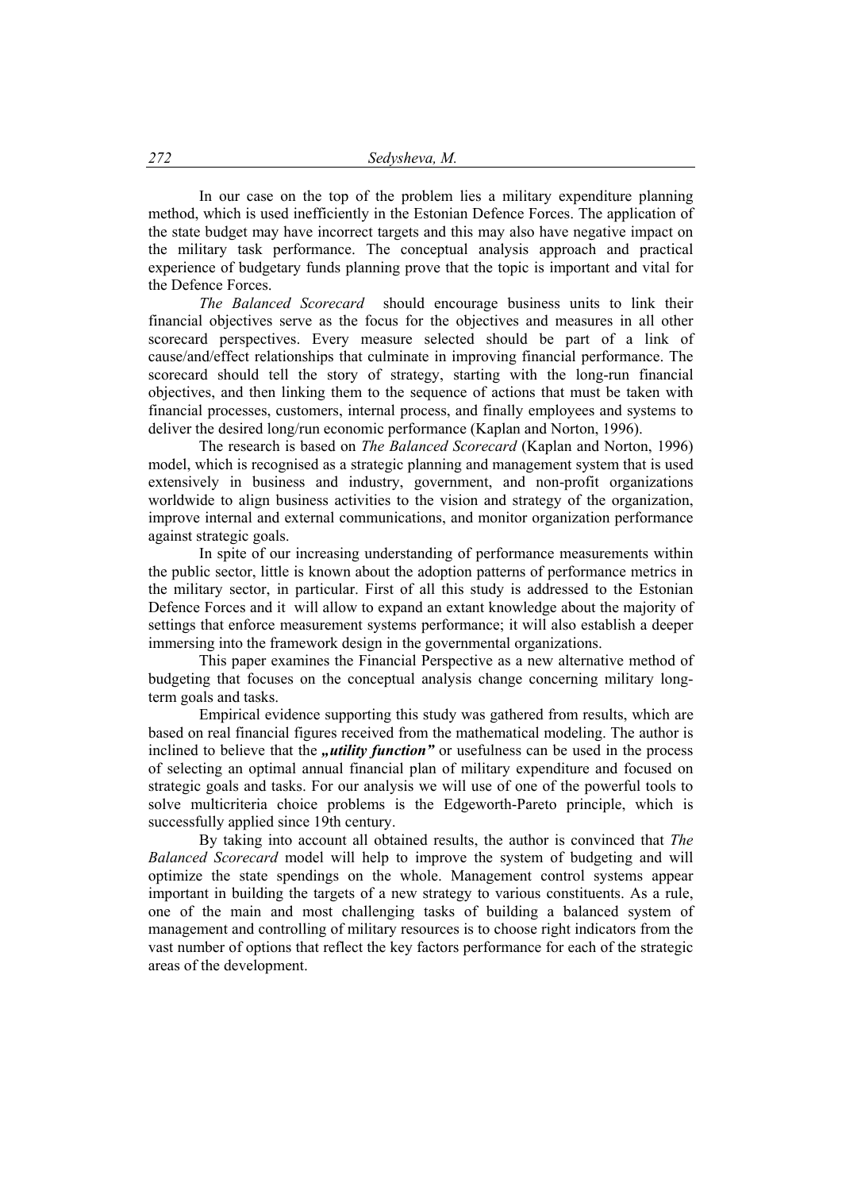In our case on the top of the problem lies a military expenditure planning method, which is used inefficiently in the Estonian Defence Forces. The application of the state budget may have incorrect targets and this may also have negative impact on the military task performance. The conceptual analysis approach and practical experience of budgetary funds planning prove that the topic is important and vital for the Defence Forces.

*The Balanced Scorecard* should encourage business units to link their financial objectives serve as the focus for the objectives and measures in all other scorecard perspectives. Every measure selected should be part of a link of cause/and/effect relationships that culminate in improving financial performance. The scorecard should tell the story of strategy, starting with the long-run financial objectives, and then linking them to the sequence of actions that must be taken with financial processes, customers, internal process, and finally employees and systems to deliver the desired long/run economic performance (Kaplan and Norton, 1996).

The research is based on *The Balanced Scorecard* (Kaplan and Norton, 1996) model, which is recognised as a strategic planning and management system that is used extensively in business and industry, government, and non-profit organizations worldwide to align business activities to the vision and strategy of the organization, improve internal and external communications, and monitor organization performance against strategic goals.

In spite of our increasing understanding of performance measurements within the public sector, little is known about the adoption patterns of performance metrics in the military sector, in particular. First of all this study is addressed to the Estonian Defence Forces and it will allow to expand an extant knowledge about the majority of settings that enforce measurement systems performance; it will also establish a deeper immersing into the framework design in the governmental organizations.

This paper examines the Financial Perspective as a new alternative method of budgeting that focuses on the conceptual analysis change concerning military long-term goals and tasks.

Empirical evidence supporting this study was gathered from results, which are based on real financial figures received from the mathematical modeling. The author is inclined to believe that the ***„utility function"*** or usefulness can be used in the process of selecting an optimal annual financial plan of military expenditure and focused on strategic goals and tasks. For our analysis we will use of one of the powerful tools to solve multicriteria choice problems is the Edgeworth-Pareto principle, which is successfully applied since 19th century.

By taking into account all obtained results, the author is convinced that *The Balanced Scorecard* model will help to improve the system of budgeting and will optimize the state spendings on the whole. Management control systems appear important in building the targets of a new strategy to various constituents. As a rule, one of the main and most challenging tasks of building a balanced system of management and controlling of military resources is to choose right indicators from the vast number of options that reflect the key factors performance for each of the strategic areas of the development.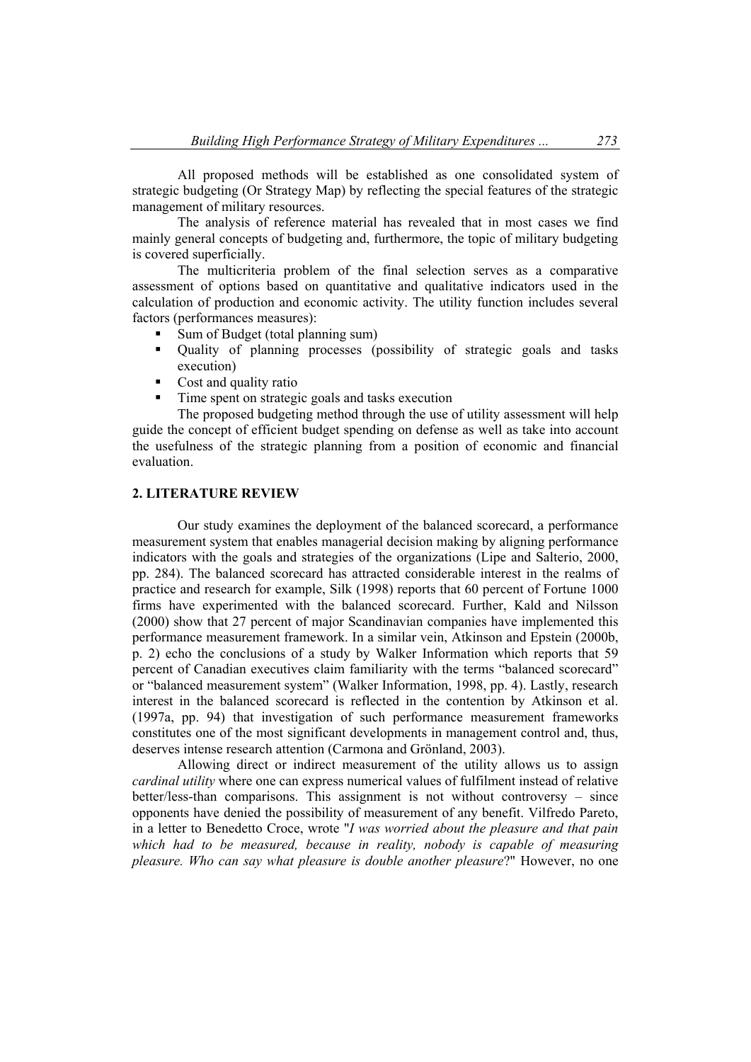All proposed methods will be established as one consolidated system of strategic budgeting (Or Strategy Map) by reflecting the special features of the strategic management of military resources.

The analysis of reference material has revealed that in most cases we find mainly general concepts of budgeting and, furthermore, the topic of military budgeting is covered superficially.

The multicriteria problem of the final selection serves as a comparative assessment of options based on quantitative and qualitative indicators used in the calculation of production and economic activity. The utility function includes several factors (performances measures):

- Sum of Budget (total planning sum)
- Quality of planning processes (possibility of strategic goals and tasks execution)
- Cost and quality ratio
- Time spent on strategic goals and tasks execution

The proposed budgeting method through the use of utility assessment will help guide the concept of efficient budget spending on defense as well as take into account the usefulness of the strategic planning from a position of economic and financial evaluation.

## 2. LITERATURE REVIEW

Our study examines the deployment of the balanced scorecard, a performance measurement system that enables managerial decision making by aligning performance indicators with the goals and strategies of the organizations (Lipe and Salterio, 2000, pp. 284). The balanced scorecard has attracted considerable interest in the realms of practice and research for example, Silk (1998) reports that 60 percent of Fortune 1000 firms have experimented with the balanced scorecard. Further, Kald and Nilsson (2000) show that 27 percent of major Scandinavian companies have implemented this performance measurement framework. In a similar vein, Atkinson and Epstein (2000b, p. 2) echo the conclusions of a study by Walker Information which reports that 59 percent of Canadian executives claim familiarity with the terms "balanced scorecard" or "balanced measurement system" (Walker Information, 1998, pp. 4). Lastly, research interest in the balanced scorecard is reflected in the contention by Atkinson et al. (1997a, pp. 94) that investigation of such performance measurement frameworks constitutes one of the most significant developments in management control and, thus, deserves intense research attention (Carmona and Grönland, 2003).

Allowing direct or indirect measurement of the utility allows us to assign *cardinal utility* where one can express numerical values of fulfilment instead of relative better/less-than comparisons. This assignment is not without controversy – since opponents have denied the possibility of measurement of any benefit. Vilfredo Pareto, in a letter to Benedetto Croce, wrote "*I was worried about the pleasure and that pain which had to be measured, because in reality, nobody is capable of measuring pleasure. Who can say what pleasure is double another pleasure*?" However, no one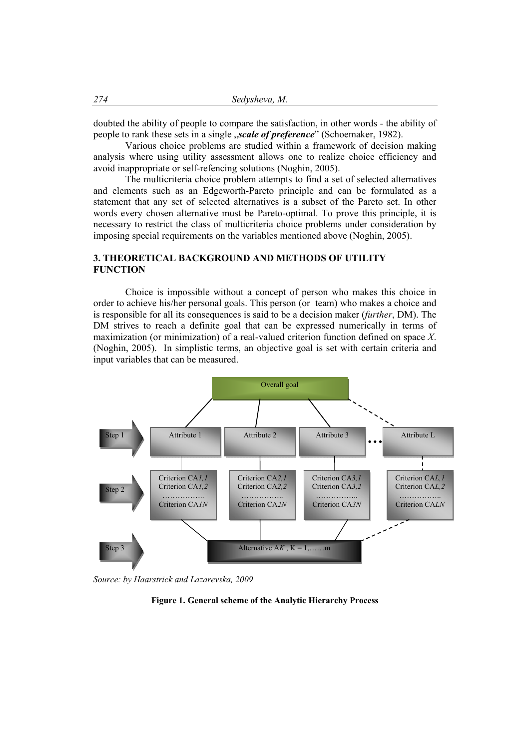doubted the ability of people to compare the satisfaction, in other words - the ability of people to rank these sets in a single „***scale of preference***" (Schoemaker, 1982).

Various choice problems are studied within a framework of decision making analysis where using utility assessment allows one to realize choice efficiency and avoid inappropriate or self-refencing solutions (Noghin, 2005).

The multicriteria choice problem attempts to find a set of selected alternatives and elements such as an Edgeworth-Pareto principle and can be formulated as a statement that any set of selected alternatives is a subset of the Pareto set. In other words every chosen alternative must be Pareto-optimal. To prove this principle, it is necessary to restrict the class of multicriteria choice problems under consideration by imposing special requirements on the variables mentioned above (Noghin, 2005).

## 3. THEORETICAL BACKGROUND AND METHODS OF UTILITY FUNCTION

Choice is impossible without a concept of person who makes this choice in order to achieve his/her personal goals. This person (or team) who makes a choice and is responsible for all its consequences is said to be a decision maker (*further*, DM). The DM strives to reach a definite goal that can be expressed numerically in terms of maximization (or minimization) of a real-valued criterion function defined on space $X$. (Noghin, 2005). In simplistic terms, an objective goal is set with certain criteria and input variables that can be measured.

Overall goal

Step 1: Attribute 1 | Attribute 2 | Attribute 3 | … | Attribute L

Step 2: Criterion CA$1,1$, Criterion CA$1,2$ … Criterion CA$1N$ | Criterion CA$2,1$, Criterion CA$2,2$ … Criterion CA$2N$ | Criterion CA$3,1$, Criterion CA$3,2$ … Criterion CA$3N$ | Criterion CA$L,1$, Criterion CA$L,2$ … Criterion CA$LN$

Step 3: Alternative A$K$ , K = 1,……m

*Source: by Haarstrick and Lazarevska, 2009*

**Figure 1. General scheme of the Analytic Hierarchy Process**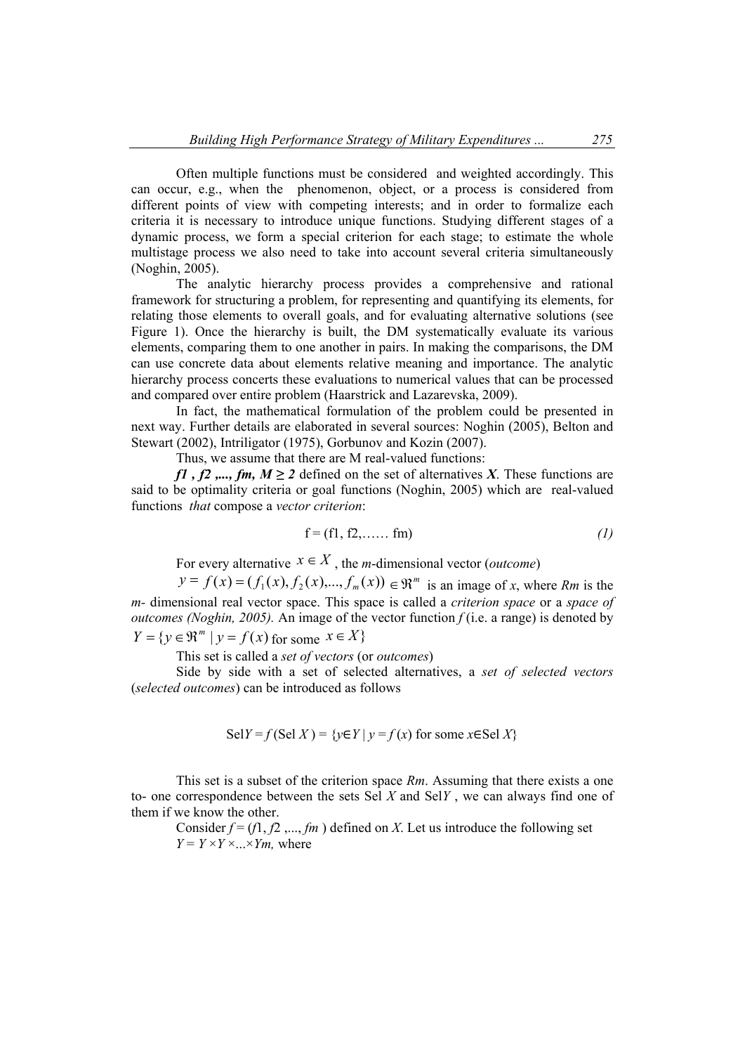Often multiple functions must be considered and weighted accordingly. This can occur, e.g., when the phenomenon, object, or a process is considered from different points of view with competing interests; and in order to formalize each criteria it is necessary to introduce unique functions. Studying different stages of a dynamic process, we form a special criterion for each stage; to estimate the whole multistage process we also need to take into account several criteria simultaneously (Noghin, 2005).

The analytic hierarchy process provides a comprehensive and rational framework for structuring a problem, for representing and quantifying its elements, for relating those elements to overall goals, and for evaluating alternative solutions (see Figure 1). Once the hierarchy is built, the DM systematically evaluate its various elements, comparing them to one another in pairs. In making the comparisons, the DM can use concrete data about elements relative meaning and importance. The analytic hierarchy process concerts these evaluations to numerical values that can be processed and compared over entire problem (Haarstrick and Lazarevska, 2009).

In fact, the mathematical formulation of the problem could be presented in next way. Further details are elaborated in several sources: Noghin (2005), Belton and Stewart (2002), Intriligator (1975), Gorbunov and Kozin (2007).

Thus, we assume that there are M real-valued functions:

***f1 , f2 ,..., fm, M ≥ 2*** defined on the set of alternatives ***X***. These functions are said to be optimality criteria or goal functions (Noghin, 2005) which are real-valued functions *that* compose a *vector criterion*:

$$f = (f1, f2, \ldots\ldots fm) \tag{1}$$

For every alternative $x \in X$, the *m*-dimensional vector (*outcome*)

$y = f(x) = (f_1(x), f_2(x), \ldots, f_m(x)) \in \Re^m$ is an image of *x*, where *Rm* is the *m-* dimensional real vector space. This space is called a *criterion space* or a *space of outcomes (Noghin, 2005).* An image of the vector function *f* (i.e. a range) is denoted by $Y = \{y \in \Re^m \mid y = f(x)$ for some $x \in X\}$

This set is called a *set of vectors* (or *outcomes*)

Side by side with a set of selected alternatives, a *set of selected vectors* (*selected outcomes*) can be introduced as follows

$$\text{Sel}Y = f(\text{Sel } X) = \{y \in Y \mid y = f(x) \text{ for some } x \in \text{Sel } X\}$$

This set is a subset of the criterion space *Rm*. Assuming that there exists a one to- one correspondence between the sets Sel *X* and Sel*Y* , we can always find one of them if we know the other.

Consider $f = (f1, f2 ,..., fm)$ defined on *X.* Let us introduce the following set $Y = Y \times Y \times \ldots \times Ym$, where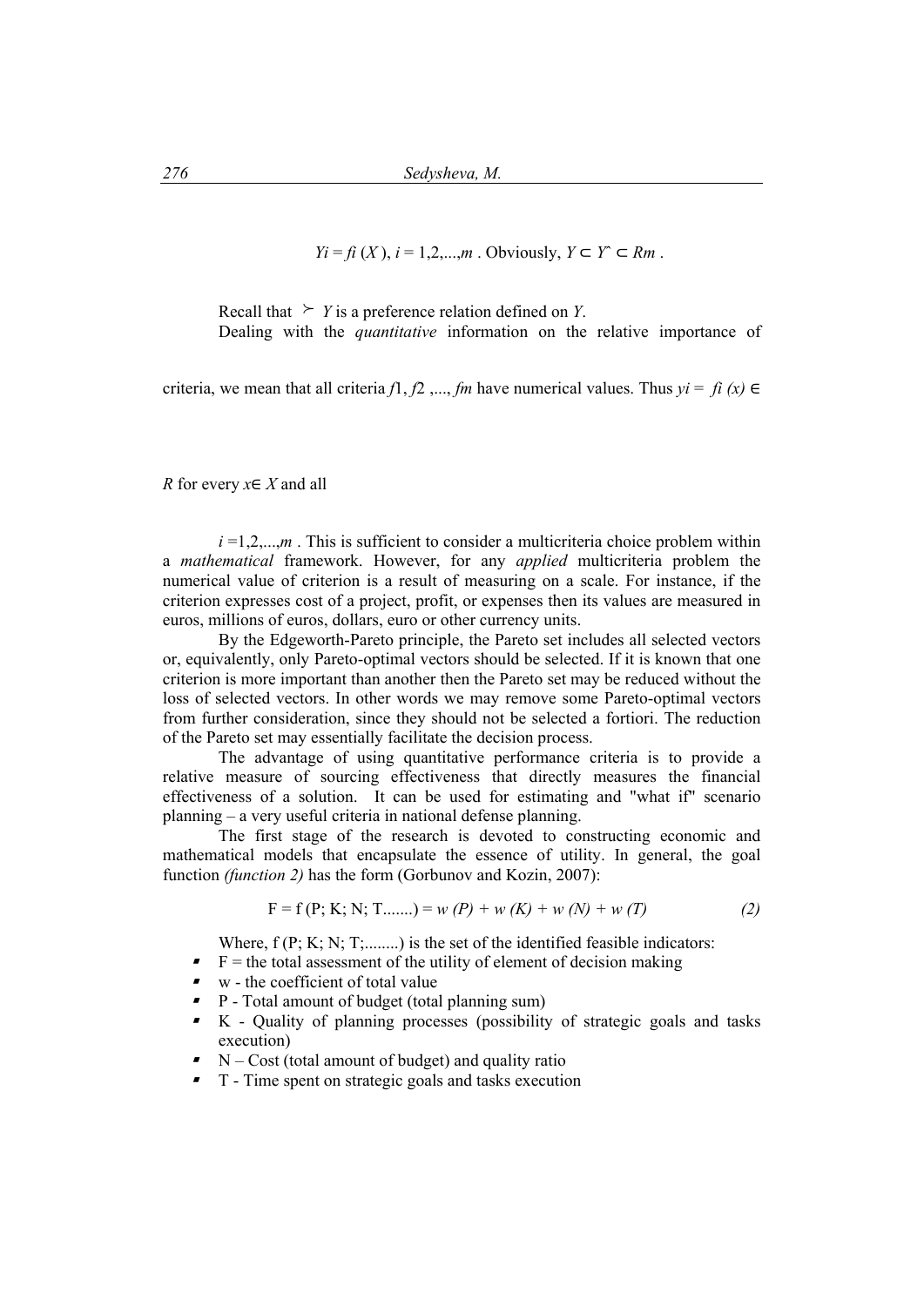$$Y_i = f_i(X),\ i = 1,2,...,m\ .\ \text{Obviously, } Y \subset Y^{\hat{}} \subset R^m\ .$$

Recall that $\succ_Y$ is a preference relation defined on $Y$.

Dealing with the *quantitative* information on the relative importance of criteria, we mean that all criteria $f_1, f_2, ..., f_m$ have numerical values. Thus $y_i = f_i(x) \in R$ for every $x \in X$ and all $i = 1,2,...,m$ . This is sufficient to consider a multicriteria choice problem within a *mathematical* framework. However, for any *applied* multicriteria problem the numerical value of criterion is a result of measuring on a scale. For instance, if the criterion expresses cost of a project, profit, or expenses then its values are measured in euros, millions of euros, dollars, euro or other currency units.

By the Edgeworth-Pareto principle, the Pareto set includes all selected vectors or, equivalently, only Pareto-optimal vectors should be selected. If it is known that one criterion is more important than another then the Pareto set may be reduced without the loss of selected vectors. In other words we may remove some Pareto-optimal vectors from further consideration, since they should not be selected a fortiori. The reduction of the Pareto set may essentially facilitate the decision process.

The advantage of using quantitative performance criteria is to provide a relative measure of sourcing effectiveness that directly measures the financial effectiveness of a solution. It can be used for estimating and "what if" scenario planning – a very useful criteria in national defense planning.

The first stage of the research is devoted to constructing economic and mathematical models that encapsulate the essence of utility. In general, the goal function *(function 2)* has the form (Gorbunov and Kozin, 2007):

$$F = f(P; K; N; T.......) = w(P) + w(K) + w(N) + w(T) \qquad (2)$$

Where, f (P; K; N; T;........) is the set of the identified feasible indicators:

- F = the total assessment of the utility of element of decision making
- w - the coefficient of total value
- P - Total amount of budget (total planning sum)
- K - Quality of planning processes (possibility of strategic goals and tasks execution)
- N – Cost (total amount of budget) and quality ratio
- T - Time spent on strategic goals and tasks execution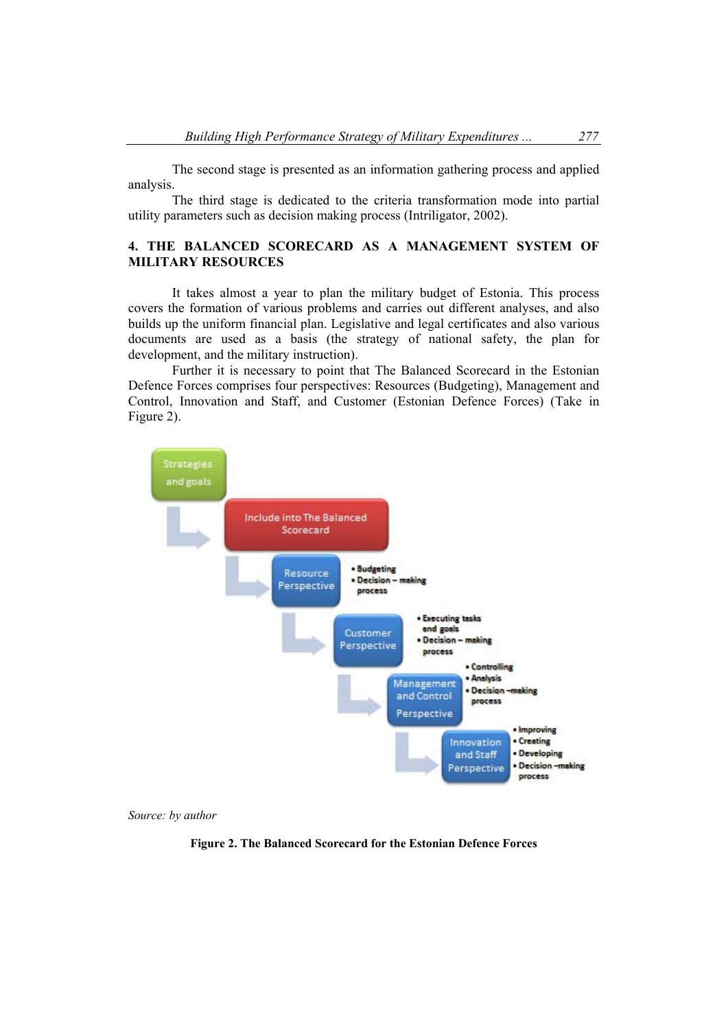The second stage is presented as an information gathering process and applied analysis.

The third stage is dedicated to the criteria transformation mode into partial utility parameters such as decision making process (Intriligator, 2002).

## 4. THE BALANCED SCORECARD AS A MANAGEMENT SYSTEM OF MILITARY RESOURCES

It takes almost a year to plan the military budget of Estonia. This process covers the formation of various problems and carries out different analyses, and also builds up the uniform financial plan. Legislative and legal certificates and also various documents are used as a basis (the strategy of national safety, the plan for development, and the military instruction).

Further it is necessary to point that The Balanced Scorecard in the Estonian Defence Forces comprises four perspectives: Resources (Budgeting), Management and Control, Innovation and Staff, and Customer (Estonian Defence Forces) (Take in Figure 2).

Strategies and goals

Include into The Balanced Scorecard

Resource Perspective
- Budgeting
- Decision – making process

Customer Perspective
- Executing tasks and goals
- Decision – making process

Management and Control Perspective
- Controlling
- Analysis
- Decision –making process

Innovation and Staff Perspective
- Improving
- Creating
- Developing
- Decision –making process

*Source: by author*

**Figure 2. The Balanced Scorecard for the Estonian Defence Forces**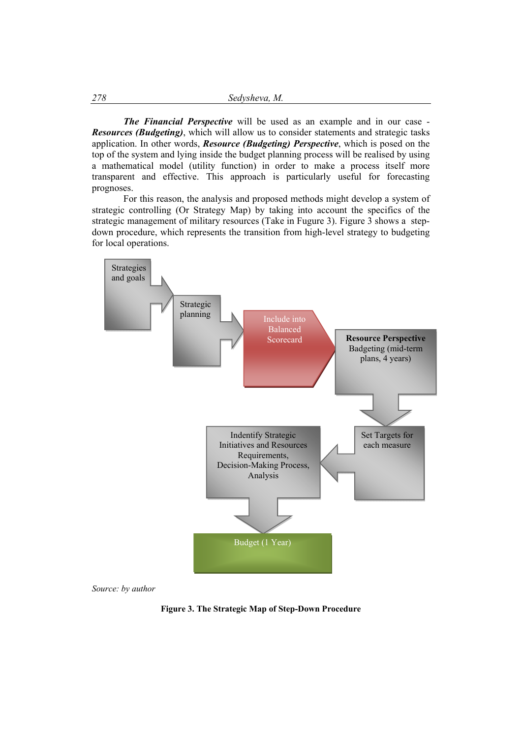***The Financial Perspective*** will be used as an example and in our case - ***Resources (Budgeting)***, which will allow us to consider statements and strategic tasks application. In other words, ***Resource (Budgeting) Perspective***, which is posed on the top of the system and lying inside the budget planning process will be realised by using a mathematical model (utility function) in order to make a process itself more transparent and effective. This approach is particularly useful for forecasting prognoses.

For this reason, the analysis and proposed methods might develop a system of strategic controlling (Or Strategy Map) by taking into account the specifics of the strategic management of military resources (Take in Fugure 3). Figure 3 shows a step-down procedure, which represents the transition from high-level strategy to budgeting for local operations.

Strategies and goals → Strategic planning → Include into Balanced Scorecard → **Resource Perspective** Badgeting (mid-term plans, 4 years) → Set Targets for each measure → Indentify Strategic Initiatives and Resources Requirements, Decision-Making Process, Analysis → Budget (1 Year)

*Source: by author*

**Figure 3. The Strategic Map of Step-Down Procedure**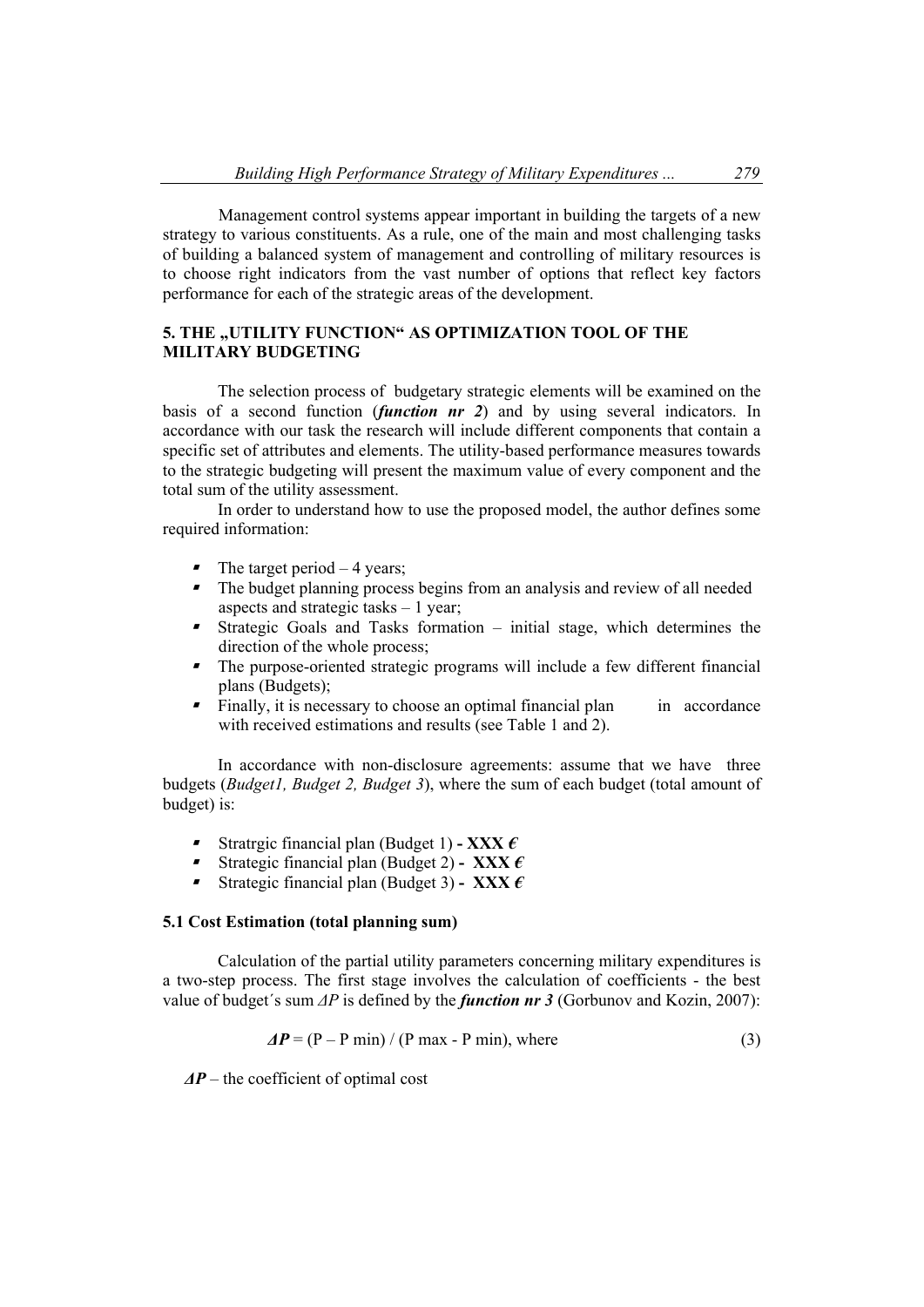Management control systems appear important in building the targets of a new strategy to various constituents. As a rule, one of the main and most challenging tasks of building a balanced system of management and controlling of military resources is to choose right indicators from the vast number of options that reflect key factors performance for each of the strategic areas of the development.

### 5. THE „UTILITY FUNCTION“ AS OPTIMIZATION TOOL OF THE MILITARY BUDGETING

The selection process of budgetary strategic elements will be examined on the basis of a second function (***function nr 2***) and by using several indicators. In accordance with our task the research will include different components that contain a specific set of attributes and elements. The utility-based performance measures towards to the strategic budgeting will present the maximum value of every component and the total sum of the utility assessment.

In order to understand how to use the proposed model, the author defines some required information:

- The target period – 4 years;
- The budget planning process begins from an analysis and review of all needed aspects and strategic tasks – 1 year;
- Strategic Goals and Tasks formation – initial stage, which determines the direction of the whole process;
- The purpose-oriented strategic programs will include a few different financial plans (Budgets);
- Finally, it is necessary to choose an optimal financial plan in accordance with received estimations and results (see Table 1 and 2).

In accordance with non-disclosure agreements: assume that we have three budgets (*Budget1, Budget 2, Budget 3*), where the sum of each budget (total amount of budget) is:

- Stratrgic financial plan (Budget 1) **- XXX €**
- Strategic financial plan (Budget 2) **- XXX €**
- Strategic financial plan (Budget 3) **- XXX €**

#### 5.1 Cost Estimation (total planning sum)

Calculation of the partial utility parameters concerning military expenditures is a two-step process. The first stage involves the calculation of coefficients - the best value of budget´s sum $\Delta P$ is defined by the ***function nr 3*** (Gorbunov and Kozin, 2007):

$$\boldsymbol{\Delta P} = (P - P_{min}) / (P_{max} - P_{min}), \text{ where} \tag{3}$$

$\boldsymbol{\Delta P}$ – the coefficient of optimal cost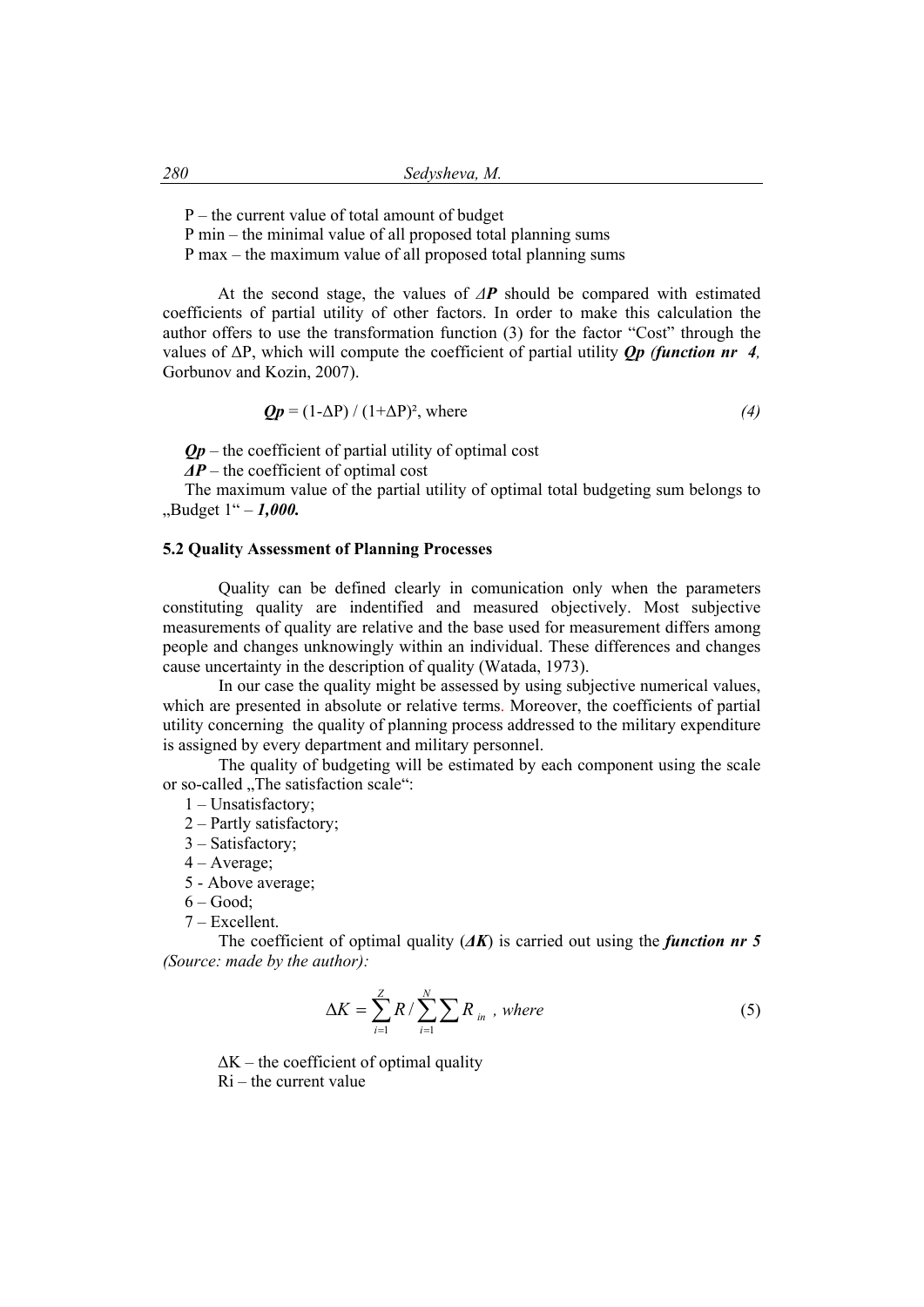P – the current value of total amount of budget

P min – the minimal value of all proposed total planning sums

P max – the maximum value of all proposed total planning sums

At the second stage, the values of *ΔP* should be compared with estimated coefficients of partial utility of other factors. In order to make this calculation the author offers to use the transformation function (3) for the factor "Cost" through the values of ΔP, which will compute the coefficient of partial utility ***Qp*** ***(function nr 4,*** Gorbunov and Kozin, 2007).

$$Qp = (1-\Delta P) / (1+\Delta P)^2, \text{ where} \qquad (4)$$

***Qp*** – the coefficient of partial utility of optimal cost

***ΔP*** – the coefficient of optimal cost

The maximum value of the partial utility of optimal total budgeting sum belongs to „Budget 1" – ***1,000.***

### 5.2 Quality Assessment of Planning Processes

Quality can be defined clearly in comunication only when the parameters constituting quality are indentified and measured objectively. Most subjective measurements of quality are relative and the base used for measurement differs among people and changes unknowingly within an individual. These differences and changes cause uncertainty in the description of quality (Watada, 1973).

In our case the quality might be assessed by using subjective numerical values, which are presented in absolute or relative terms. Moreover, the coefficients of partial utility concerning the quality of planning process addressed to the military expenditure is assigned by every department and military personnel.

The quality of budgeting will be estimated by each component using the scale or so-called „The satisfaction scale":

1 – Unsatisfactory;
2 – Partly satisfactory;
3 – Satisfactory;
4 – Average;
5 - Above average;
6 – Good;
7 – Excellent.

The coefficient of optimal quality (***ΔK***) is carried out using the ***function nr 5*** *(Source: made by the author):*

$$\Delta K = \sum_{i=1}^{Z} R / \sum_{i=1}^{N} \sum R_{in} \text{ , where} \qquad (5)$$

ΔK – the coefficient of optimal quality

Ri – the current value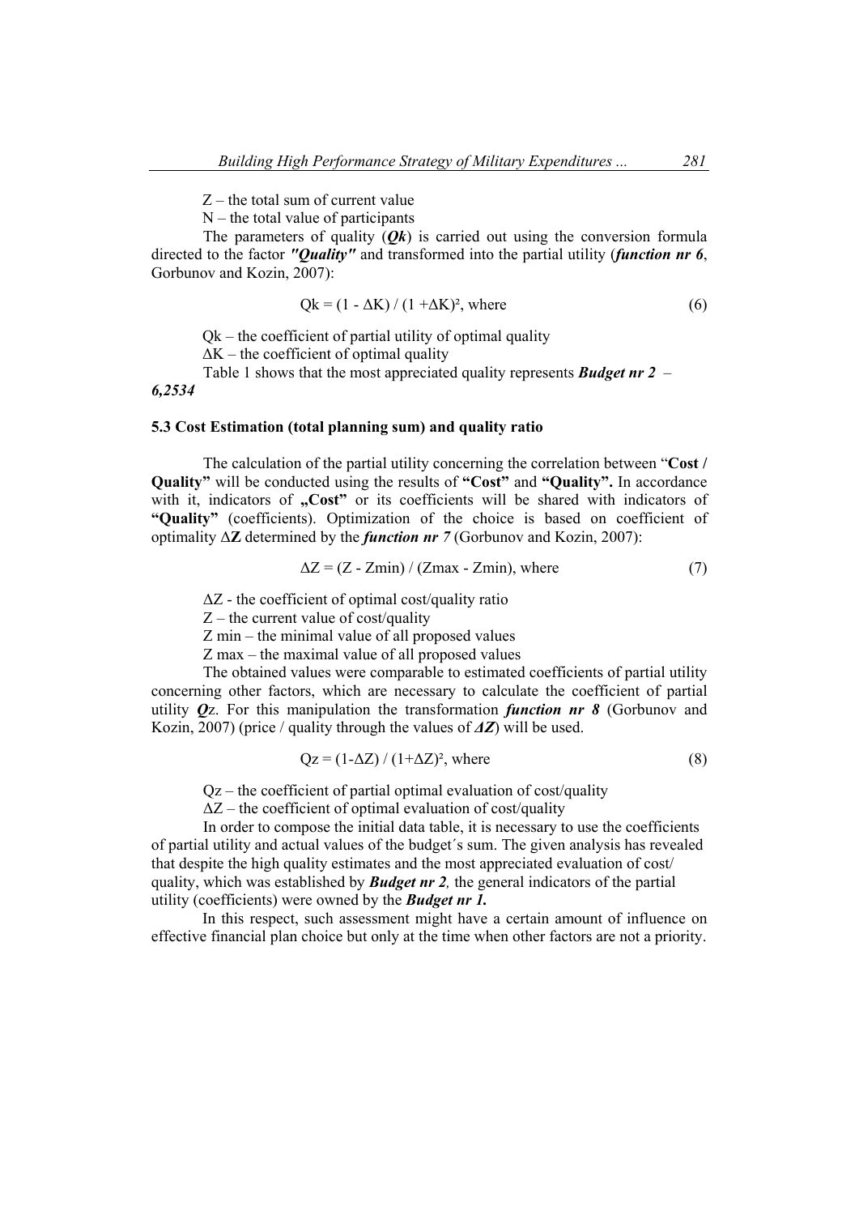Z – the total sum of current value

N – the total value of participants

The parameters of quality (***Qk***) is carried out using the conversion formula directed to the factor ***"Quality"*** and transformed into the partial utility (***function nr 6***, Gorbunov and Kozin, 2007):

$$Qk = (1 - \Delta K) / (1 + \Delta K)^2, \text{ where} \tag{6}$$

Qk – the coefficient of partial utility of optimal quality

ΔK – the coefficient of optimal quality

Table 1 shows that the most appreciated quality represents ***Budget nr 2*** – ***6,2534***

### 5.3 Cost Estimation (total planning sum) and quality ratio

The calculation of the partial utility concerning the correlation between "**Cost / Quality"** will be conducted using the results of **"Cost"** and **"Quality".** In accordance with it, indicators of **„Cost"** or its coefficients will be shared with indicators of **"Quality"** (coefficients). Optimization of the choice is based on coefficient of optimality Δ**Z** determined by the ***function nr 7*** (Gorbunov and Kozin, 2007):

$$\Delta Z = (Z - Zmin) / (Zmax - Zmin), \text{ where} \tag{7}$$

ΔZ - the coefficient of optimal cost/quality ratio

Z – the current value of cost/quality

Z min – the minimal value of all proposed values

Z max – the maximal value of all proposed values

The obtained values were comparable to estimated coefficients of partial utility concerning other factors, which are necessary to calculate the coefficient of partial utility ***Q***z. For this manipulation the transformation ***function nr 8*** (Gorbunov and Kozin, 2007) (price / quality through the values of ***ΔZ***) will be used.

$$Qz = (1 - \Delta Z) / (1 + \Delta Z)^2, \text{ where} \tag{8}$$

Qz – the coefficient of partial optimal evaluation of cost/quality

ΔZ – the coefficient of optimal evaluation of cost/quality

In order to compose the initial data table, it is necessary to use the coefficients of partial utility and actual values of the budget´s sum. The given analysis has revealed that despite the high quality estimates and the most appreciated evaluation of cost/ quality, which was established by ***Budget nr 2,*** the general indicators of the partial utility (coefficients) were owned by the ***Budget nr 1.***

In this respect, such assessment might have a certain amount of influence on effective financial plan choice but only at the time when other factors are not a priority.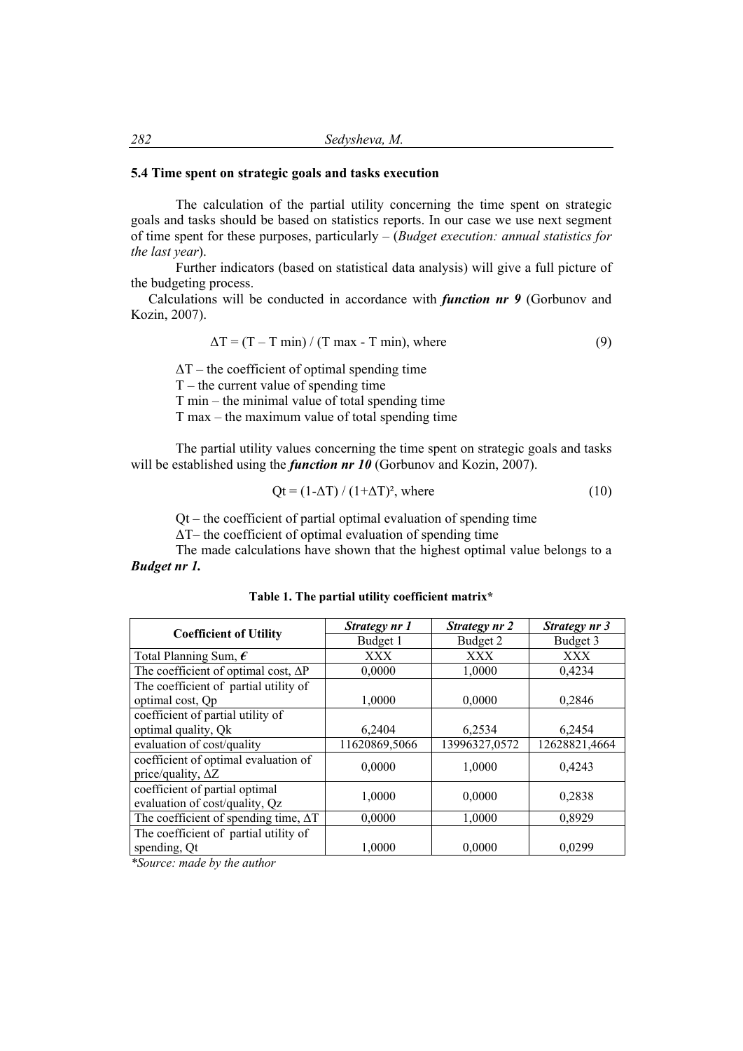### 5.4 Time spent on strategic goals and tasks execution

The calculation of the partial utility concerning the time spent on strategic goals and tasks should be based on statistics reports. In our case we use next segment of time spent for these purposes, particularly – (*Budget execution: annual statistics for the last year*).

Further indicators (based on statistical data analysis) will give a full picture of the budgeting process.

Calculations will be conducted in accordance with ***function nr 9*** (Gorbunov and Kozin, 2007).

$$\Delta T = (T - T_{min}) / (T_{max} - T_{min}), \text{ where} \tag{9}$$

$\Delta T$ – the coefficient of optimal spending time
$T$ – the current value of spending time
$T_{min}$ – the minimal value of total spending time
$T_{max}$ – the maximum value of total spending time

The partial utility values concerning the time spent on strategic goals and tasks will be established using the ***function nr 10*** (Gorbunov and Kozin, 2007).

$$Q_t = (1-\Delta T) / (1+\Delta T)^2, \text{ where} \tag{10}$$

$Q_t$ – the coefficient of partial optimal evaluation of spending time
$\Delta T$– the coefficient of optimal evaluation of spending time

The made calculations have shown that the highest optimal value belongs to a ***Budget nr 1.***

**Table 1. The partial utility coefficient matrix***

| Coefficient of Utility | *Strategy nr 1* | *Strategy nr 2* | *Strategy nr 3* |
|---|---|---|---|
| | Budget 1 | Budget 2 | Budget 3 |
| Total Planning Sum, € | XXX | XXX | XXX |
| The coefficient of optimal cost, $\Delta P$ | 0,0000 | 1,0000 | 0,4234 |
| The coefficient of partial utility of optimal cost, $Q_p$ | 1,0000 | 0,0000 | 0,2846 |
| coefficient of partial utility of optimal quality, $Q_k$ | 6,2404 | 6,2534 | 6,2454 |
| evaluation of cost/quality | 11620869,5066 | 13996327,0572 | 12628821,4664 |
| coefficient of optimal evaluation of price/quality, $\Delta Z$ | 0,0000 | 1,0000 | 0,4243 |
| coefficient of partial optimal evaluation of cost/quality, $Q_z$ | 1,0000 | 0,0000 | 0,2838 |
| The coefficient of spending time, $\Delta T$ | 0,0000 | 1,0000 | 0,8929 |
| The coefficient of partial utility of spending, $Q_t$ | 1,0000 | 0,0000 | 0,0299 |

**Source: made by the author*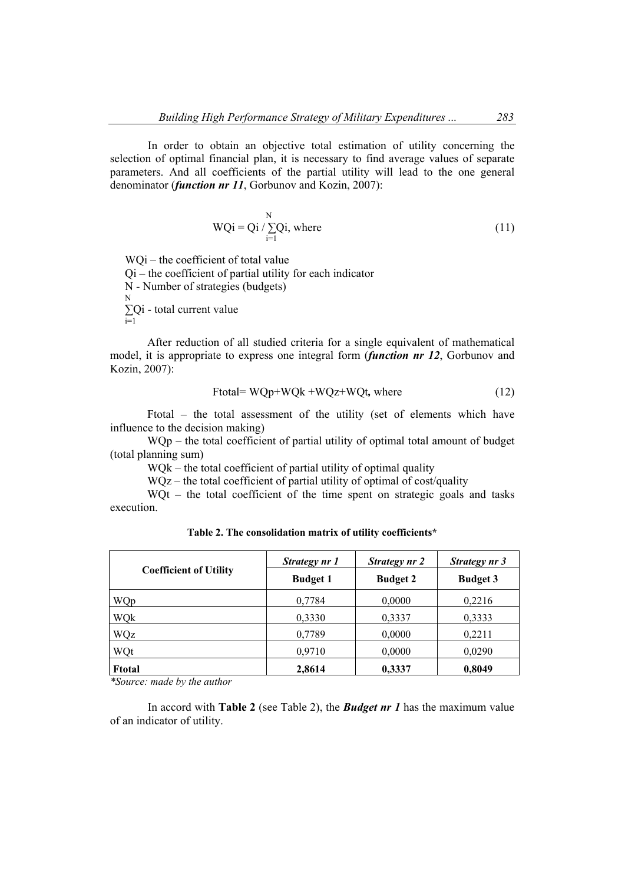In order to obtain an objective total estimation of utility concerning the selection of optimal financial plan, it is necessary to find average values of separate parameters. And all coefficients of the partial utility will lead to the one general denominator (***function nr 11***, Gorbunov and Kozin, 2007):

$$WQi = Qi / \sum_{i=1}^{N} Qi, \text{ where} \tag{11}$$

$WQi$ – the coefficient of total value

$Qi$ – the coefficient of partial utility for each indicator

N - Number of strategies (budgets)

$\sum_{i=1}^{N} Qi$ - total current value

After reduction of all studied criteria for a single equivalent of mathematical model, it is appropriate to express one integral form (***function nr 12***, Gorbunov and Kozin, 2007):

$$Ftotal = WQp + WQk + WQz + WQt, \text{ where} \tag{12}$$

Ftotal – the total assessment of the utility (set of elements which have influence to the decision making)

WQp – the total coefficient of partial utility of optimal total amount of budget (total planning sum)

WQk – the total coefficient of partial utility of optimal quality

WQz – the total coefficient of partial utility of optimal of cost/quality

WQt – the total coefficient of the time spent on strategic goals and tasks execution.

**Table 2. The consolidation matrix of utility coefficients***

| **Coefficient of Utility** | ***Strategy nr 1*** | ***Strategy nr 2*** | ***Strategy nr 3*** |
|---|---|---|---|
| | **Budget 1** | **Budget 2** | **Budget 3** |
| WQp | 0,7784 | 0,0000 | 0,2216 |
| WQk | 0,3330 | 0,3337 | 0,3333 |
| WQz | 0,7789 | 0,0000 | 0,2211 |
| WQt | 0,9710 | 0,0000 | 0,0290 |
| **Ftotal** | **2,8614** | **0,3337** | **0,8049** |

**Source: made by the author*

In accord with **Table 2** (see Table 2), the ***Budget nr 1*** has the maximum value of an indicator of utility.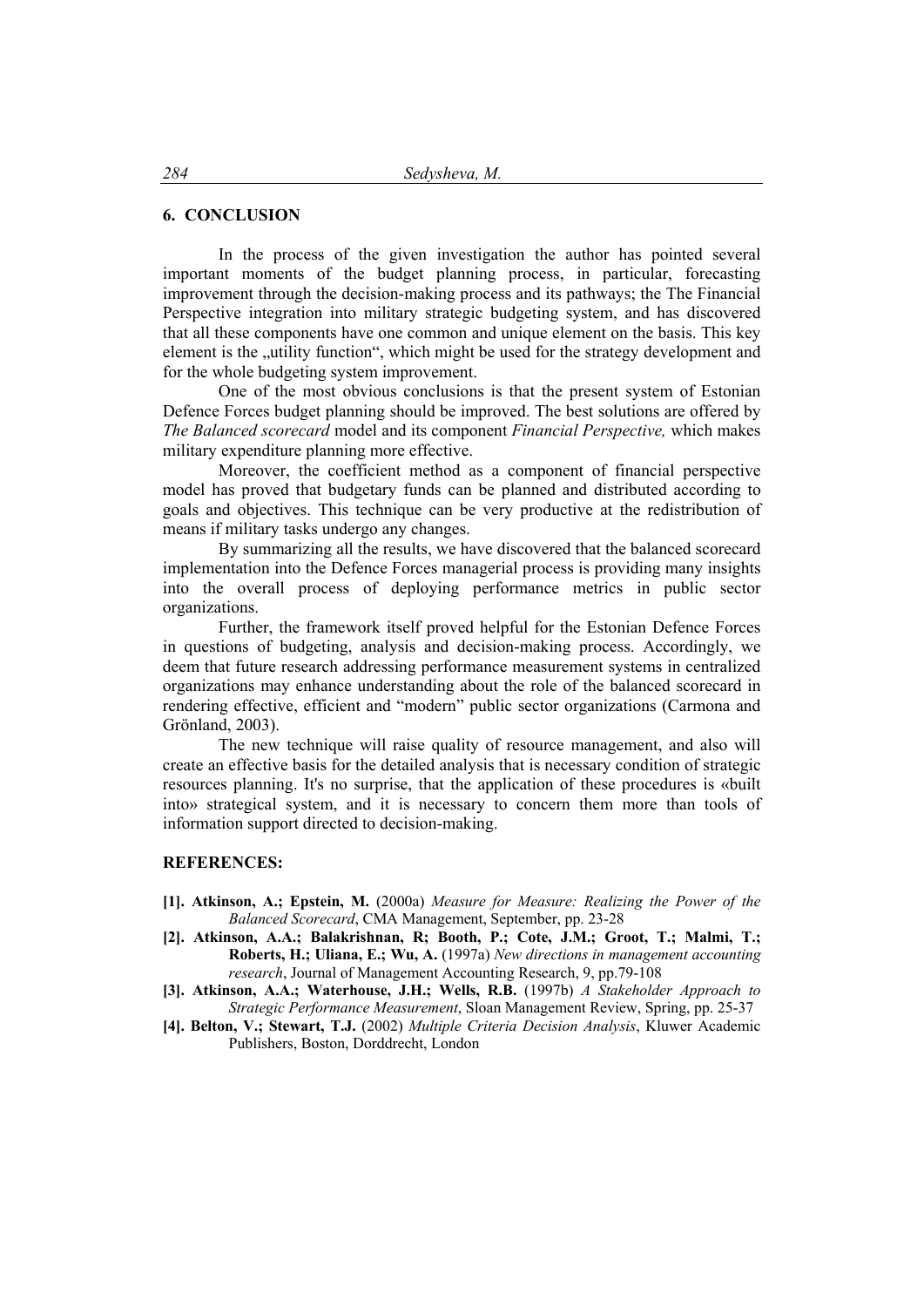## 6. CONCLUSION

In the process of the given investigation the author has pointed several important moments of the budget planning process, in particular, forecasting improvement through the decision-making process and its pathways; the The Financial Perspective integration into military strategic budgeting system, and has discovered that all these components have one common and unique element on the basis. This key element is the „utility function", which might be used for the strategy development and for the whole budgeting system improvement.

One of the most obvious conclusions is that the present system of Estonian Defence Forces budget planning should be improved. The best solutions are offered by *The Balanced scorecard* model and its component *Financial Perspective,* which makes military expenditure planning more effective.

Moreover, the coefficient method as a component of financial perspective model has proved that budgetary funds can be planned and distributed according to goals and objectives. This technique can be very productive at the redistribution of means if military tasks undergo any changes.

By summarizing all the results, we have discovered that the balanced scorecard implementation into the Defence Forces managerial process is providing many insights into the overall process of deploying performance metrics in public sector organizations.

Further, the framework itself proved helpful for the Estonian Defence Forces in questions of budgeting, analysis and decision-making process. Accordingly, we deem that future research addressing performance measurement systems in centralized organizations may enhance understanding about the role of the balanced scorecard in rendering effective, efficient and "modern" public sector organizations (Carmona and Grönland, 2003).

The new technique will raise quality of resource management, and also will create an effective basis for the detailed analysis that is necessary condition of strategic resources planning. It's no surprise, that the application of these procedures is «built into» strategical system, and it is necessary to concern them more than tools of information support directed to decision-making.

## REFERENCES:

**[1]. Atkinson, A.; Epstein, M.** (2000a) *Measure for Measure: Realizing the Power of the Balanced Scorecard*, CMA Management, September, pp. 23-28

**[2]. Atkinson, A.A.; Balakrishnan, R; Booth, P.; Cote, J.M.; Groot, T.; Malmi, T.; Roberts, H.; Uliana, E.; Wu, A.** (1997a) *New directions in management accounting research*, Journal of Management Accounting Research, 9, pp.79-108

**[3]. Atkinson, A.A.; Waterhouse, J.H.; Wells, R.B.** (1997b) *A Stakeholder Approach to Strategic Performance Measurement*, Sloan Management Review, Spring, pp. 25-37

**[4]. Belton, V.; Stewart, T.J.** (2002) *Multiple Criteria Decision Analysis*, Kluwer Academic Publishers, Boston, Dorddrecht, London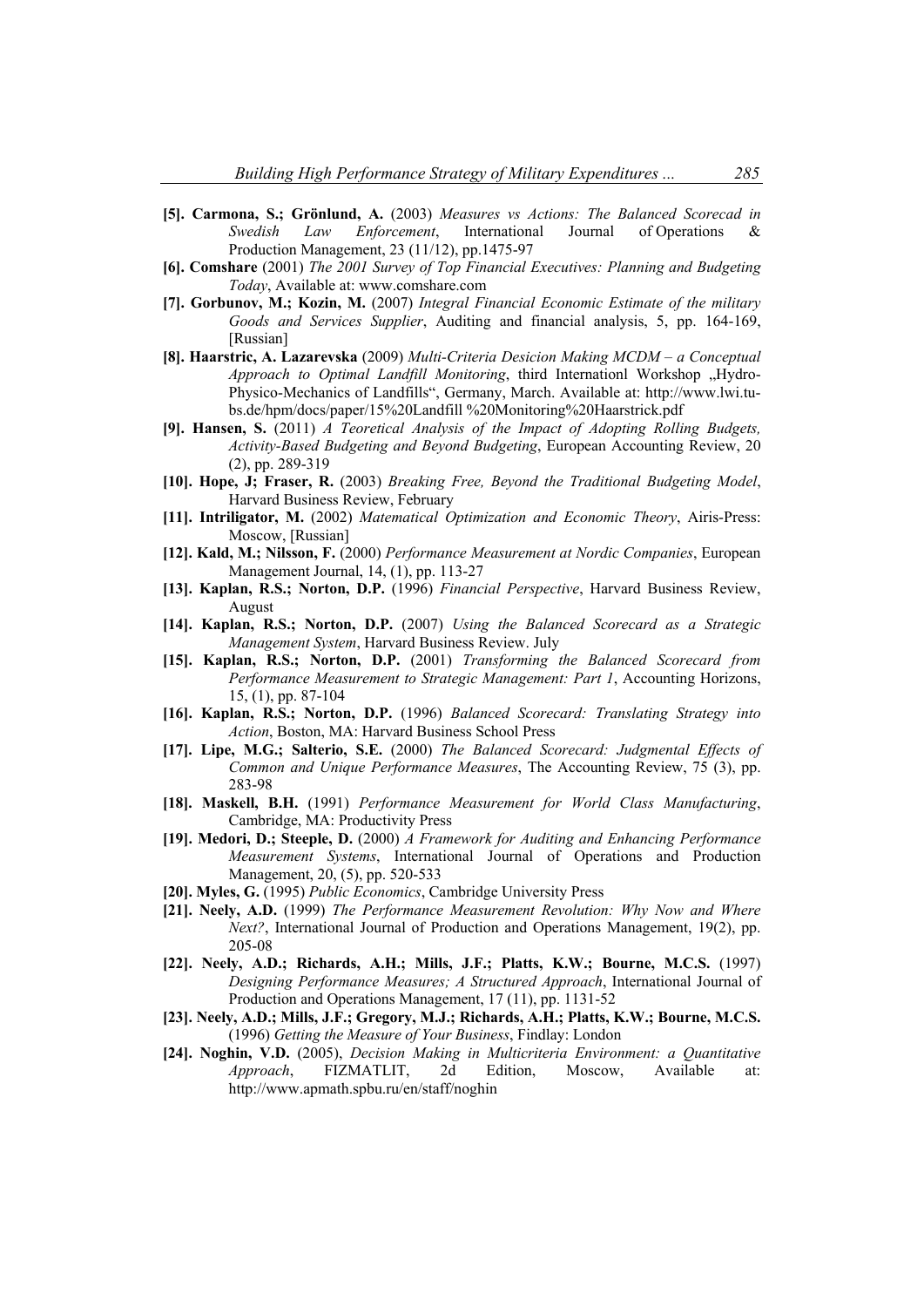**[5]. Carmona, S.; Grönlund, A.** (2003) *Measures vs Actions: The Balanced Scorecad in Swedish Law Enforcement*, International Journal of Operations & Production Management, 23 (11/12), pp.1475-97

**[6]. Comshare** (2001) *The 2001 Survey of Top Financial Executives: Planning and Budgeting Today*, Available at: www.comshare.com

**[7]. Gorbunov, M.; Kozin, M.** (2007) *Integral Financial Economic Estimate of the military Goods and Services Supplier*, Auditing and financial analysis, 5, pp. 164-169, [Russian]

**[8]. Haarstric, A. Lazarevska** (2009) *Multi-Criteria Desicion Making MCDM – a Conceptual Approach to Optimal Landfill Monitoring*, third Internationl Workshop „Hydro-Physico-Mechanics of Landfills", Germany, March. Available at: http://www.lwi.tu-bs.de/hpm/docs/paper/15%20Landfill %20Monitoring%20Haarstrick.pdf

**[9]. Hansen, S.** (2011) *A Teoretical Analysis of the Impact of Adopting Rolling Budgets, Activity-Based Budgeting and Beyond Budgeting*, European Accounting Review, 20 (2), pp. 289-319

**[10]. Hope, J; Fraser, R.** (2003) *Breaking Free, Beyond the Traditional Budgeting Model*, Harvard Business Review, February

**[11]. Intriligator, M.** (2002) *Matematical Optimization and Economic Theory*, Airis-Press: Moscow, [Russian]

**[12]. Kald, M.; Nilsson, F.** (2000) *Performance Measurement at Nordic Companies*, European Management Journal, 14, (1), pp. 113-27

**[13]. Kaplan, R.S.; Norton, D.P.** (1996) *Financial Perspective*, Harvard Business Review, August

**[14]. Kaplan, R.S.; Norton, D.P.** (2007) *Using the Balanced Scorecard as a Strategic Management System*, Harvard Business Review. July

**[15]. Kaplan, R.S.; Norton, D.P.** (2001) *Transforming the Balanced Scorecard from Performance Measurement to Strategic Management: Part 1*, Accounting Horizons, 15, (1), pp. 87-104

**[16]. Kaplan, R.S.; Norton, D.P.** (1996) *Balanced Scorecard: Translating Strategy into Action*, Boston, MA: Harvard Business School Press

**[17]. Lipe, M.G.; Salterio, S.E.** (2000) *The Balanced Scorecard: Judgmental Effects of Common and Unique Performance Measures*, The Accounting Review, 75 (3), pp. 283-98

**[18]. Maskell, B.H.** (1991) *Performance Measurement for World Class Manufacturing*, Cambridge, MA: Productivity Press

**[19]. Medori, D.; Steeple, D.** (2000) *A Framework for Auditing and Enhancing Performance Measurement Systems*, International Journal of Operations and Production Management, 20, (5), pp. 520-533

**[20]. Myles, G.** (1995) *Public Economics*, Cambridge University Press

**[21]. Neely, A.D.** (1999) *The Performance Measurement Revolution: Why Now and Where Next?*, International Journal of Production and Operations Management, 19(2), pp. 205-08

**[22]. Neely, A.D.; Richards, A.H.; Mills, J.F.; Platts, K.W.; Bourne, M.C.S.** (1997) *Designing Performance Measures; A Structured Approach*, International Journal of Production and Operations Management, 17 (11), pp. 1131-52

**[23]. Neely, A.D.; Mills, J.F.; Gregory, M.J.; Richards, A.H.; Platts, K.W.; Bourne, M.C.S.** (1996) *Getting the Measure of Your Business*, Findlay: London

**[24]. Noghin, V.D.** (2005), *Decision Making in Multicriteria Environment: a Quantitative Approach*, FIZMATLIT, 2d Edition, Moscow, Available at: http://www.apmath.spbu.ru/en/staff/noghin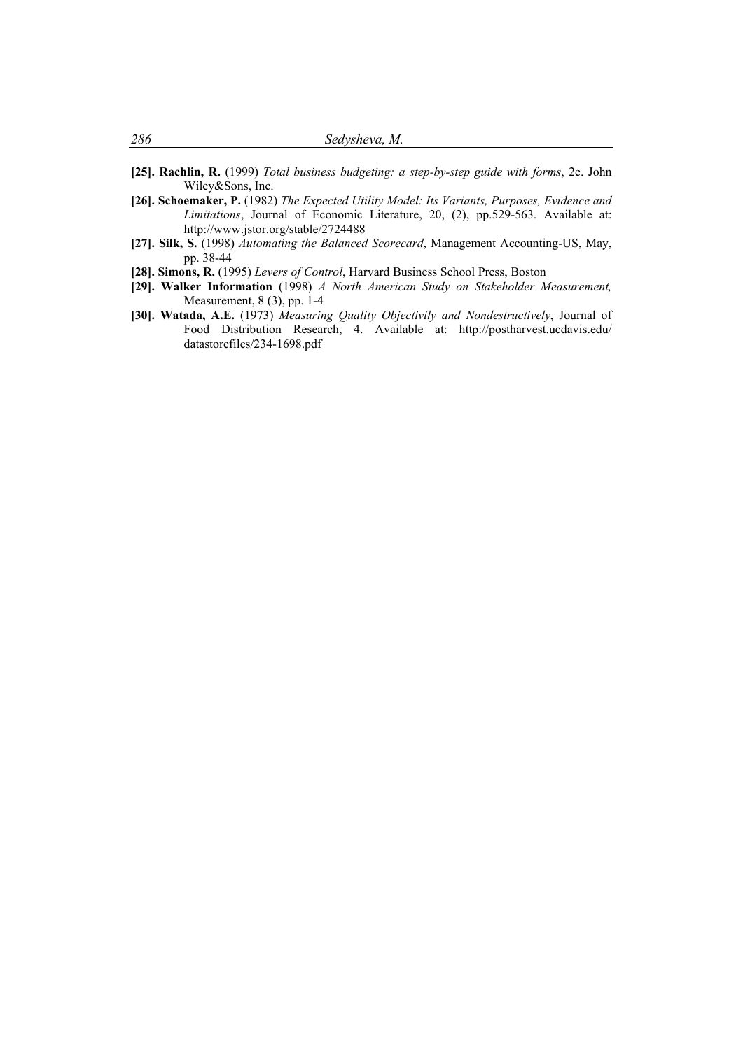**[25]. Rachlin, R.** (1999) *Total business budgeting: a step-by-step guide with forms*, 2e. John Wiley&Sons, Inc.

**[26]. Schoemaker, P.** (1982) *The Expected Utility Model: Its Variants, Purposes, Evidence and Limitations*, Journal of Economic Literature, 20, (2), pp.529-563. Available at: http://www.jstor.org/stable/2724488

**[27]. Silk, S.** (1998) *Automating the Balanced Scorecard*, Management Accounting-US, May, pp. 38-44

**[28]. Simons, R.** (1995) *Levers of Control*, Harvard Business School Press, Boston

**[29]. Walker Information** (1998) *A North American Study on Stakeholder Measurement,* Measurement, 8 (3), pp. 1-4

**[30]. Watada, A.E.** (1973) *Measuring Quality Objectivily and Nondestructively*, Journal of Food Distribution Research, 4. Available at: http://postharvest.ucdavis.edu/datastorefiles/234-1698.pdf